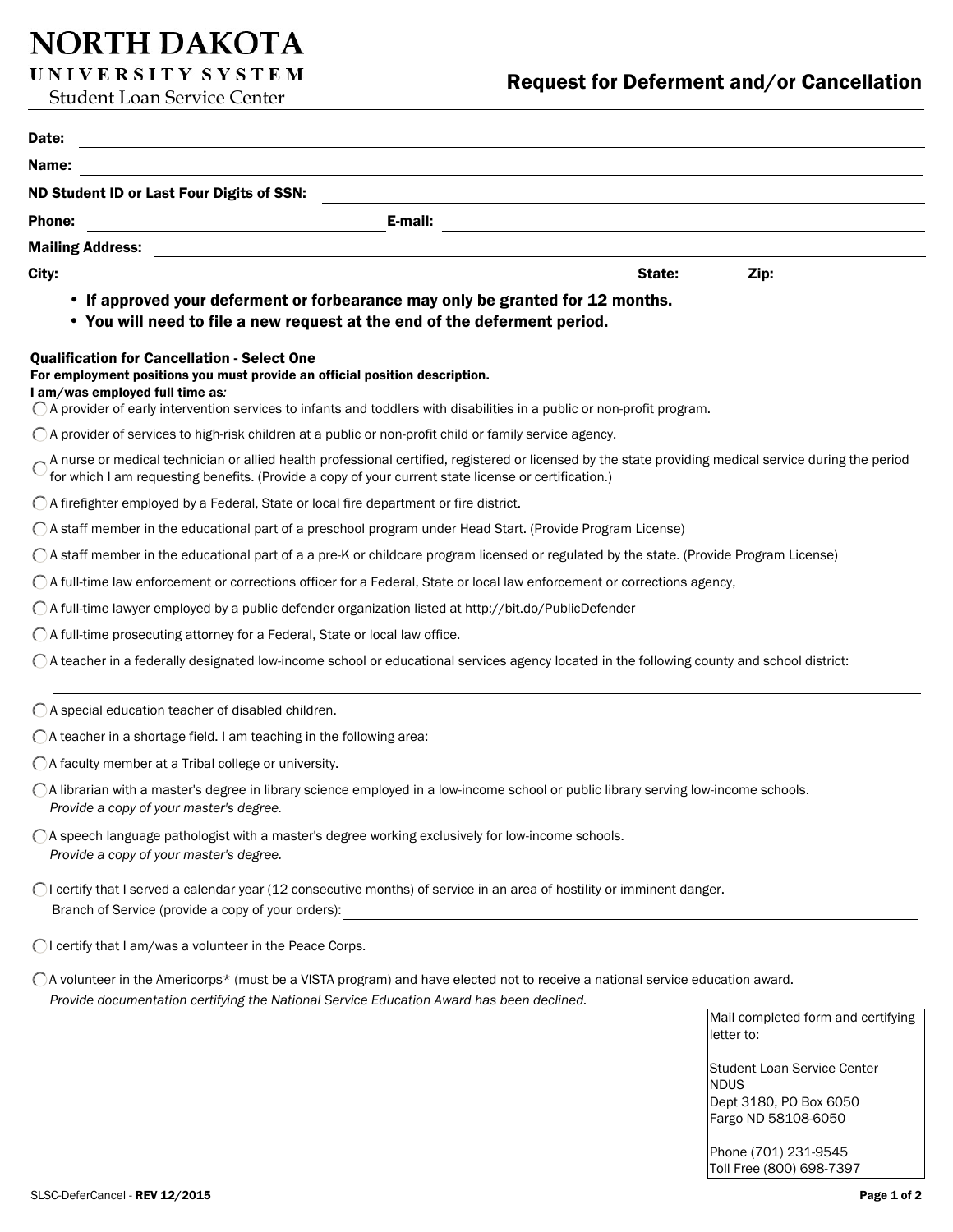# NORTH DAKOTA UNIVERSITY SYSTEM

Student Loan Service Center

## Request for Deferment and/or Cancellation

Date: \_\_\_\_\_\_\_\_\_\_\_\_\_\_\_\_\_\_\_\_

Name: \_\_\_\_\_\_\_\_\_\_\_\_\_\_\_\_\_\_\_\_

ND Student ID or Last Four Digits of SSN: \_\_\_\_\_\_\_\_\_\_\_\_\_\_\_\_\_\_\_\_

Phone: \_\_\_\_\_\_\_\_\_\_\_\_\_\_\_\_\_\_\_\_ E-mail: \_\_\_\_\_\_\_\_\_\_\_\_\_\_\_\_\_\_\_\_

Mailing Address: \_\_\_\_\_\_\_\_\_\_\_\_\_\_\_\_\_\_\_\_

City: \_\_\_\_\_\_\_\_\_\_\_\_\_\_\_\_\_\_\_\_ State: \_\_\_\_\_\_\_\_ Zip: \_\_\_\_\_\_\_\_

- **If approved your deferment or forbearance may only be granted for 12 months.**
- **You will need to file a new request at the end of the deferment period.**

### Qualification for Cancellation - Select One

**For employment positions you must provide an official position description.**

**I am/was employed full time as:**

- ◯ A provider of early intervention services to infants and toddlers with disabilities in a public or non-profit program.
- ◯ A provider of services to high-risk children at a public or non-profit child or family service agency.
- ◯ A nurse or medical technician or allied health professional certified, registered or licensed by the state providing medical service during the period for which I am requesting benefits. (Provide a copy of your current state license or certification.)
- ◯ A firefighter employed by a Federal, State or local fire department or fire district.
- ◯ A staff member in the educational part of a preschool program under Head Start. (Provide Program License)
- ◯ A staff member in the educational part of a a pre-K or childcare program licensed or regulated by the state. (Provide Program License)
- ◯ A full-time law enforcement or corrections officer for a Federal, State or local law enforcement or corrections agency,
- ◯ A full-time lawyer employed by a public defender organization listed at http://bit.do/PublicDefender
- ◯ A full-time prosecuting attorney for a Federal, State or local law office.
- ◯ A teacher in a federally designated low-income school or educational services agency located in the following county and school district: \_\_\_\_\_\_\_\_\_\_\_\_\_\_\_\_\_\_\_\_
- ◯ A special education teacher of disabled children.
- ◯ A teacher in a shortage field. I am teaching in the following area: \_\_\_\_\_\_\_\_\_\_\_\_\_\_\_\_\_\_\_\_
- ◯ A faculty member at a Tribal college or university.
- ◯ A librarian with a master's degree in library science employed in a low-income school or public library serving low-income schools.
  *Provide a copy of your master's degree.*
- ◯ A speech language pathologist with a master's degree working exclusively for low-income schools.
  *Provide a copy of your master's degree.*
- ◯ I certify that I served a calendar year (12 consecutive months) of service in an area of hostility or imminent danger.
  Branch of Service (provide a copy of your orders): \_\_\_\_\_\_\_\_\_\_\_\_\_\_\_\_\_\_\_\_
- ◯ I certify that I am/was a volunteer in the Peace Corps.
- ◯ A volunteer in the Americorps* (must be a VISTA program) and have elected not to receive a national service education award.
  *Provide documentation certifying the National Service Education Award has been declined.*

Mail completed form and certifying letter to:

Student Loan Service Center
NDUS
Dept 3180, PO Box 6050
Fargo ND 58108-6050

Phone (701) 231-9545
Toll Free (800) 698-7397

SLSC-DeferCancel - **REV 12/2015**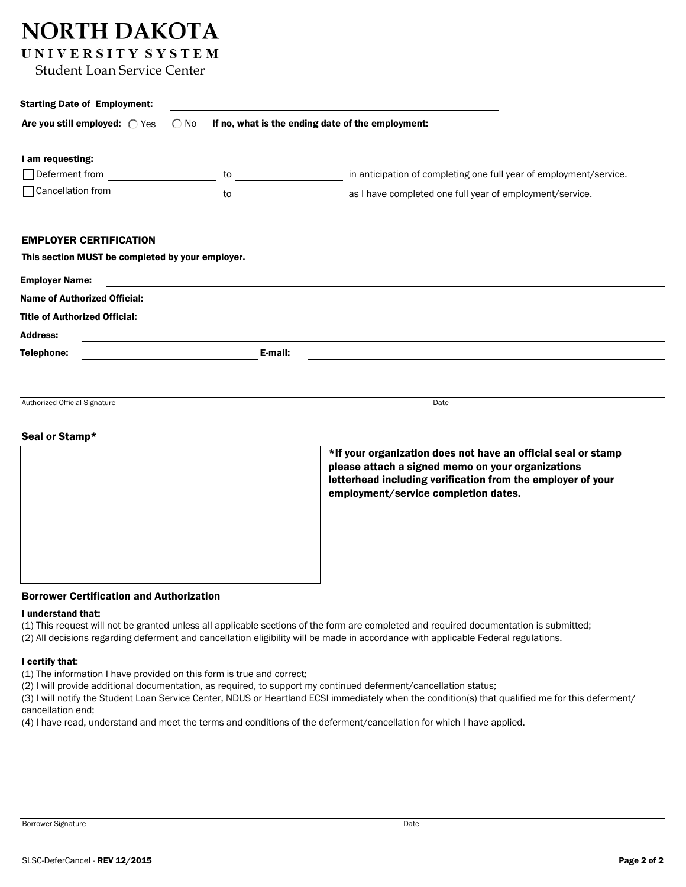# NORTH DAKOTA

**UNIVERSITY SYSTEM**

Student Loan Service Center

**Starting Date of Employment:** ______________________

**Are you still employed:** ○ Yes ○ No **If no, what is the ending date of the employment:** ______________________

**I am requesting:**

☐ Deferment from ____________ to ____________ in anticipation of completing one full year of employment/service.

☐ Cancellation from ____________ to ____________ as I have completed one full year of employment/service.

## EMPLOYER CERTIFICATION

**This section MUST be completed by your employer.**

**Employer Name:** ______________________

**Name of Authorized Official:** ______________________

**Title of Authorized Official:** ______________________

**Address:** ______________________

**Telephone:** ____________ **E-mail:** ____________

______________________

Authorized Official Signature Date

### Seal or Stamp*

**\*If your organization does not have an official seal or stamp please attach a signed memo on your organizations letterhead including verification from the employer of your employment/service completion dates.**

### Borrower Certification and Authorization

**I understand that:**

(1) This request will not be granted unless all applicable sections of the form are completed and required documentation is submitted;
(2) All decisions regarding deferment and cancellation eligibility will be made in accordance with applicable Federal regulations.

**I certify that**:

(1) The information I have provided on this form is true and correct;
(2) I will provide additional documentation, as required, to support my continued deferment/cancellation status;
(3) I will notify the Student Loan Service Center, NDUS or Heartland ECSI immediately when the condition(s) that qualified me for this deferment/cancellation end;
(4) I have read, understand and meet the terms and conditions of the deferment/cancellation for which I have applied.

______________________

Borrower Signature Date

SLSC-DeferCancel - **REV 12/2015**